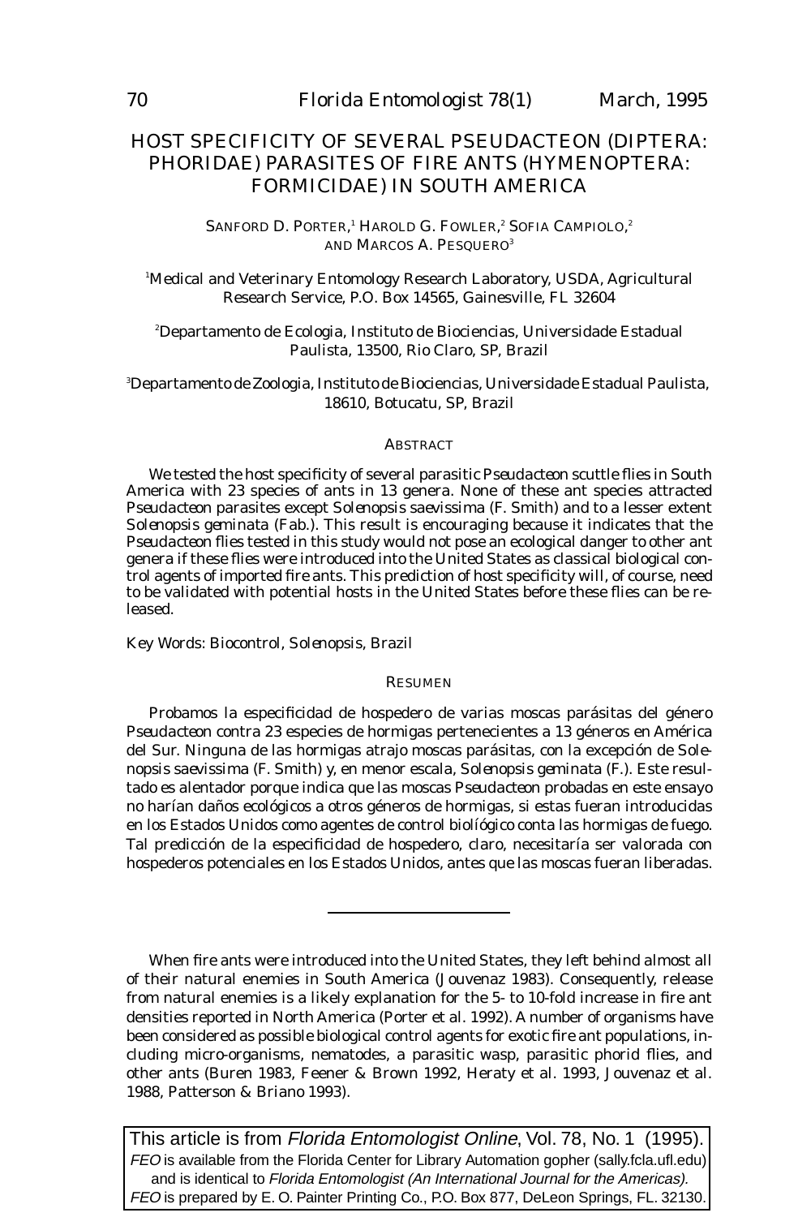# HOST SPECIFICITY OF SEVERAL PSEUDACTEON (DIPTERA: PHORIDAE) PARASITES OF FIRE ANTS (HYMENOPTERA: FORMICIDAE) IN SOUTH AMERICA

SANFORD D. PORTER,[1] HAROLD G. FOWLER,[2] SOFIA CAMPIOLO,[2] AND MARCOS A. PESQUERO[3]

[1]Medical and Veterinary Entomology Research Laboratory, USDA, Agricultural Research Service, P.O. Box 14565, Gainesville, FL 32604

[2]Departamento de Ecologia, Instituto de Biociencias, Universidade Estadual Paulista, 13500, Rio Claro, SP, Brazil

[3]Departamento de Zoologia, Instituto de Biociencias, Universidade Estadual Paulista, 18610, Botucatu, SP, Brazil

## ABSTRACT

We tested the host specificity of several parasitic *Pseudacteon* scuttle flies in South America with 23 species of ants in 13 genera. None of these ant species attracted *Pseudacteon* parasites except *Solenopsis saevissima* (F. Smith) and to a lesser extent *Solenopsis geminata* (Fab.). This result is encouraging because it indicates that the *Pseudacteon* flies tested in this study would not pose an ecological danger to other ant genera if these flies were introduced into the United States as classical biological control agents of imported fire ants. This prediction of host specificity will, of course, need to be validated with potential hosts in the United States before these flies can be released.

Key Words: Biocontrol, *Solenopsis*, Brazil

## RESUMEN

Probamos la especificidad de hospedero de varias moscas parásitas del género *Pseudacteon* contra 23 especies de hormigas pertenecientes a 13 géneros en América del Sur. Ninguna de las hormigas atrajo moscas parásitas, con la excepción de *Solenopsis saevissima* (F. Smith) y, en menor escala, *Solenopsis geminata* (F.). Este resultado es alentador porque indica que las moscas *Pseudacteon* probadas en este ensayo no harían daños ecológicos a otros géneros de hormigas, si estas fueran introducidas en los Estados Unidos como agentes de control biolíógico conta las hormigas de fuego. Tal predicción de la especificidad de hospedero, claro, necesitaría ser valorada con hospederos potenciales en los Estados Unidos, antes que las moscas fueran liberadas.

---

When fire ants were introduced into the United States, they left behind almost all of their natural enemies in South America (Jouvenaz 1983). Consequently, release from natural enemies is a likely explanation for the 5- to 10-fold increase in fire ant densities reported in North America (Porter et al. 1992). A number of organisms have been considered as possible biological control agents for exotic fire ant populations, including micro-organisms, nematodes, a parasitic wasp, parasitic phorid flies, and other ants (Buren 1983, Feener & Brown 1992, Heraty et al. 1993, Jouvenaz et al. 1988, Patterson & Briano 1993).

This article is from *Florida Entomologist Online*, Vol. 78, No. 1 (1995). *FEO* is available from the Florida Center for Library Automation gopher (sally.fcla.ufl.edu) and is identical to *Florida Entomologist (An International Journal for the Americas).* *FEO* is prepared by E. O. Painter Printing Co., P.O. Box 877, DeLeon Springs, FL. 32130.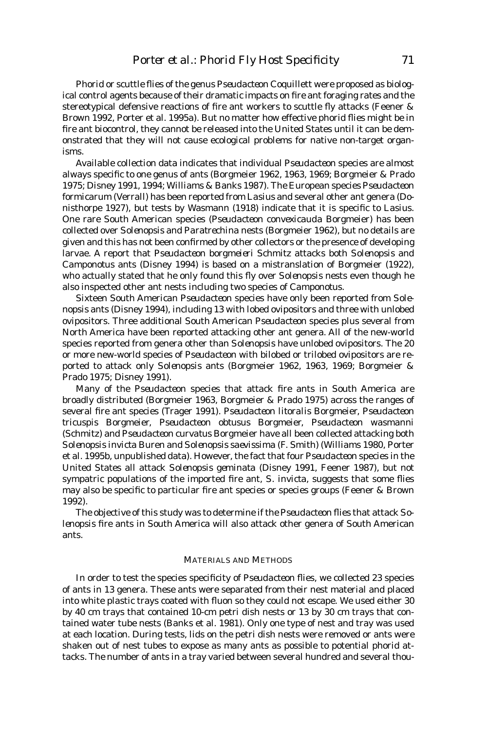Phorid or scuttle flies of the genus *Pseudacteon* Coquillett were proposed as biological control agents because of their dramatic impacts on fire ant foraging rates and the stereotypical defensive reactions of fire ant workers to scuttle fly attacks (Feener & Brown 1992, Porter et al. 1995a). But no matter how effective phorid flies might be in fire ant biocontrol, they cannot be released into the United States until it can be demonstrated that they will not cause ecological problems for native non-target organisms.

Available collection data indicates that individual *Pseudacteon* species are almost always specific to one genus of ants (Borgmeier 1962, 1963, 1969; Borgmeier & Prado 1975; Disney 1991, 1994; Williams & Banks 1987). The European species *Pseudacteon formicarum* (Verrall) has been reported from *Lasius* and several other ant genera (Donisthorpe 1927), but tests by Wasmann (1918) indicate that it is specific to *Lasius*. One rare South American species (*Pseudacteon convexicauda* Borgmeier) has been collected over *Solenopsis* and *Paratrechina* nests (Borgmeier 1962), but no details are given and this has not been confirmed by other collectors or the presence of developing larvae. A report that *Pseudacteon borgmeieri* Schmitz attacks both *Solenopsis* and *Camponotus* ants (Disney 1994) is based on a mistranslation of Borgmeier (1922), who actually stated that he only found this fly over *Solenopsis* nests even though he also inspected other ant nests including two species of *Camponotus*.

Sixteen South American *Pseudacteon* species have only been reported from *Solenopsis* ants (Disney 1994), including 13 with lobed ovipositors and three with unlobed ovipositors. Three additional South American *Pseudacteon* species plus several from North America have been reported attacking other ant genera. All of the new-world species reported from genera other than *Solenopsis* have unlobed ovipositors. The 20 or more new-world species of *Pseudacteon* with bilobed or trilobed ovipositors are reported to attack only *Solenopsis* ants (Borgmeier 1962, 1963, 1969; Borgmeier & Prado 1975; Disney 1991).

Many of the *Pseudacteon* species that attack fire ants in South America are broadly distributed (Borgmeier 1963, Borgmeier & Prado 1975) across the ranges of several fire ant species (Trager 1991). *Pseudacteon litoralis* Borgmeier, *Pseudacteon tricuspis* Borgmeier, *Pseudacteon obtusus* Borgmeier, *Pseudacteon wasmanni* (Schmitz) and *Pseudacteon curvatus* Borgmeier have all been collected attacking both *Solenopsis invicta* Buren and *Solenopsis saevissima* (F. Smith) (Williams 1980, Porter et al. 1995b, unpublished data). However, the fact that four *Pseudacteon* species in the United States all attack *Solenopsis geminata* (Disney 1991, Feener 1987), but not sympatric populations of the imported fire ant, *S. invicta*, suggests that some flies may also be specific to particular fire ant species or species groups (Feener & Brown 1992).

The objective of this study was to determine if the *Pseudacteon* flies that attack *Solenopsis* fire ants in South America will also attack other genera of South American ants.

## MATERIALS AND METHODS

In order to test the species specificity of *Pseudacteon* flies, we collected 23 species of ants in 13 genera. These ants were separated from their nest material and placed into white plastic trays coated with fluon so they could not escape. We used either 30 by 40 cm trays that contained 10-cm petri dish nests or 13 by 30 cm trays that contained water tube nests (Banks et al. 1981). Only one type of nest and tray was used at each location. During tests, lids on the petri dish nests were removed or ants were shaken out of nest tubes to expose as many ants as possible to potential phorid attacks. The number of ants in a tray varied between several hundred and several thou-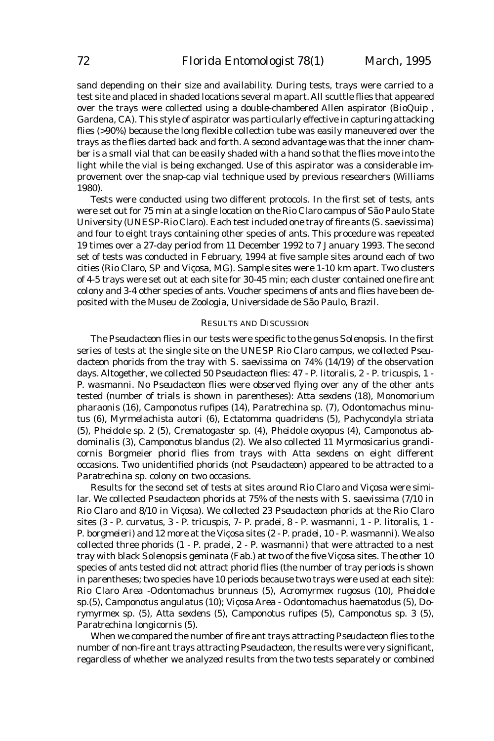sand depending on their size and availability. During tests, trays were carried to a test site and placed in shaded locations several m apart. All scuttle flies that appeared over the trays were collected using a double-chambered Allen aspirator (BioQuip , Gardena, CA). This style of aspirator was particularly effective in capturing attacking flies (>90%) because the long flexible collection tube was easily maneuvered over the trays as the flies darted back and forth. A second advantage was that the inner chamber is a small vial that can be easily shaded with a hand so that the flies move into the light while the vial is being exchanged. Use of this aspirator was a considerable improvement over the snap-cap vial technique used by previous researchers (Williams 1980).

Tests were conducted using two different protocols. In the first set of tests, ants were set out for 75 min at a single location on the Rio Claro campus of São Paulo State University (UNESP-Rio Claro). Each test included one tray of fire ants (*S. saevissima*) and four to eight trays containing other species of ants. This procedure was repeated 19 times over a 27-day period from 11 December 1992 to 7 January 1993. The second set of tests was conducted in February, 1994 at five sample sites around each of two cities (Rio Claro, SP and Viçosa, MG). Sample sites were 1-10 km apart. Two clusters of 4-5 trays were set out at each site for 30-45 min; each cluster contained one fire ant colony and 3-4 other species of ants. Voucher specimens of ants and flies have been deposited with the Museu de Zoologia, Universidade de São Paulo, Brazil.

## RESULTS AND DISCUSSION

The *Pseudacteon* flies in our tests were specific to the genus *Solenopsis*. In the first series of tests at the single site on the UNESP Rio Claro campus, we collected *Pseudacteon* phorids from the tray with *S. saevissima* on 74% (14/19) of the observation days. Altogether, we collected 50 *Pseudacteon* flies: 47 - *P. litoralis*, 2 - *P. tricuspis*, 1 - *P. wasmanni*. No *Pseudacteon* flies were observed flying over any of the other ants tested (number of trials is shown in parentheses): *Atta sexdens* (18), *Monomorium pharaonis* (16), *Camponotus rufipes* (14), *Paratrechina* sp. (7), *Odontomachus minutus* (6), *Myrmelachista autori* (6), *Ectatomma quadridens* (5), *Pachycondyla striata* (5), *Pheidole* sp. 2 (5), *Crematogaster* sp. (4), *Pheidole oxyopus* (4), *Camponotus abdominalis* (3), *Camponotus blandus* (2). We also collected 11 *Myrmosicarius grandicornis* Borgmeier phorid flies from trays with *Atta sexdens* on eight different occasions. Two unidentified phorids (not *Pseudacteon*) appeared to be attracted to a *Paratrechina* sp. colony on two occasions.

Results for the second set of tests at sites around Rio Claro and Viçosa were similar. We collected *Pseudacteon* phorids at 75% of the nests with *S. saevissima* (7/10 in Rio Claro and 8/10 in Viçosa). We collected 23 *Pseudacteon* phorids at the Rio Claro sites (3 - *P. curvatus*, 3 - *P. tricuspis*, 7- *P. pradei*, 8 - *P. wasmanni*, 1 - *P. litoralis*, 1 - *P. borgmeieri*) and 12 more at the Viçosa sites (2 - *P. pradei*, 10 - *P. wasmanni*). We also collected three phorids (1 - *P. pradei*, 2 - *P. wasmanni*) that were attracted to a nest tray with black *Solenopsis geminata* (Fab.) at two of the five Viçosa sites. The other 10 species of ants tested did not attract phorid flies (the number of tray periods is shown in parentheses; two species have 10 periods because two trays were used at each site): Rio Claro Area -*Odontomachus brunneus* (5), *Acromyrmex rugosus* (10), *Pheidole* sp.(5), *Camponotus angulatus* (10); Viçosa Area - *Odontomachus haematodus* (5), *Dorymyrmex* sp. (5), *Atta sexdens* (5), *Camponotus rufipes* (5), *Camponotus* sp. 3 (5), *Paratrechina longicornis* (5).

When we compared the number of fire ant trays attracting *Pseudacteon* flies to the number of non-fire ant trays attracting *Pseudacteon*, the results were very significant, regardless of whether we analyzed results from the two tests separately or combined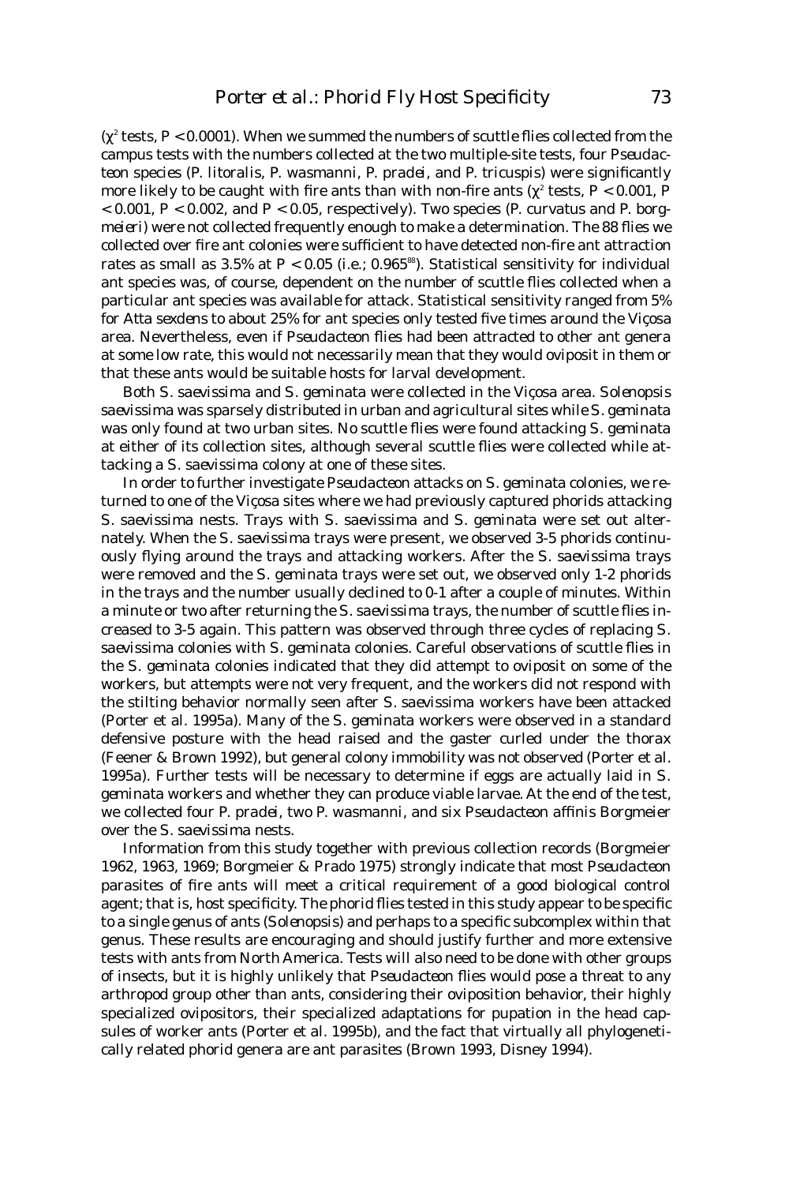($\chi^2$ tests, $P < 0.0001$). When we summed the numbers of scuttle flies collected from the campus tests with the numbers collected at the two multiple-site tests, four *Pseudacteon* species (*P. litoralis*, *P. wasmanni*, *P. pradei*, and *P. tricuspis*) were significantly more likely to be caught with fire ants than with non-fire ants ($\chi^2$ tests, $P < 0.001$, $P < 0.001$, $P < 0.002$, and $P < 0.05$, respectively). Two species (*P. curvatus* and *P. borgmeieri*) were not collected frequently enough to make a determination. The 88 flies we collected over fire ant colonies were sufficient to have detected non-fire ant attraction rates as small as 3.5% at $P < 0.05$ (i.e.; $0.965^{88}$). Statistical sensitivity for individual ant species was, of course, dependent on the number of scuttle flies collected when a particular ant species was available for attack. Statistical sensitivity ranged from 5% for *Atta sexdens* to about 25% for ant species only tested five times around the Viçosa area. Nevertheless, even if *Pseudacteon* flies had been attracted to other ant genera at some low rate, this would not necessarily mean that they would oviposit in them or that these ants would be suitable hosts for larval development.

Both *S. saevissima* and *S. geminata* were collected in the Viçosa area. *Solenopsis saevissima* was sparsely distributed in urban and agricultural sites while *S. geminata* was only found at two urban sites. No scuttle flies were found attacking *S. geminata* at either of its collection sites, although several scuttle flies were collected while attacking a *S. saevissima* colony at one of these sites.

In order to further investigate *Pseudacteon* attacks on *S. geminata* colonies, we returned to one of the Viçosa sites where we had previously captured phorids attacking *S. saevissima* nests. Trays with *S. saevissima* and *S. geminata* were set out alternately. When the *S. saevissima* trays were present, we observed 3-5 phorids continuously flying around the trays and attacking workers. After the *S. saevissima* trays were removed and the *S. geminata* trays were set out, we observed only 1-2 phorids in the trays and the number usually declined to 0-1 after a couple of minutes. Within a minute or two after returning the *S. saevissima* trays, the number of scuttle flies increased to 3-5 again. This pattern was observed through three cycles of replacing *S. saevissima* colonies with *S. geminata* colonies. Careful observations of scuttle flies in the *S. geminata* colonies indicated that they did attempt to oviposit on some of the workers, but attempts were not very frequent, and the workers did not respond with the stilting behavior normally seen after *S. saevissima* workers have been attacked (Porter et al. 1995a). Many of the *S. geminata* workers were observed in a standard defensive posture with the head raised and the gaster curled under the thorax (Feener & Brown 1992), but general colony immobility was not observed (Porter et al. 1995a). Further tests will be necessary to determine if eggs are actually laid in *S. geminata* workers and whether they can produce viable larvae. At the end of the test, we collected four *P. pradei*, two *P. wasmanni*, and six *Pseudacteon affinis* Borgmeier over the *S. saevissima* nests.

Information from this study together with previous collection records (Borgmeier 1962, 1963, 1969; Borgmeier & Prado 1975) strongly indicate that most *Pseudacteon* parasites of fire ants will meet a critical requirement of a good biological control agent; that is, host specificity. The phorid flies tested in this study appear to be specific to a single genus of ants (*Solenopsis*) and perhaps to a specific subcomplex within that genus. These results are encouraging and should justify further and more extensive tests with ants from North America. Tests will also need to be done with other groups of insects, but it is highly unlikely that *Pseudacteon* flies would pose a threat to any arthropod group other than ants, considering their oviposition behavior, their highly specialized ovipositors, their specialized adaptations for pupation in the head capsules of worker ants (Porter et al. 1995b), and the fact that virtually all phylogenetically related phorid genera are ant parasites (Brown 1993, Disney 1994).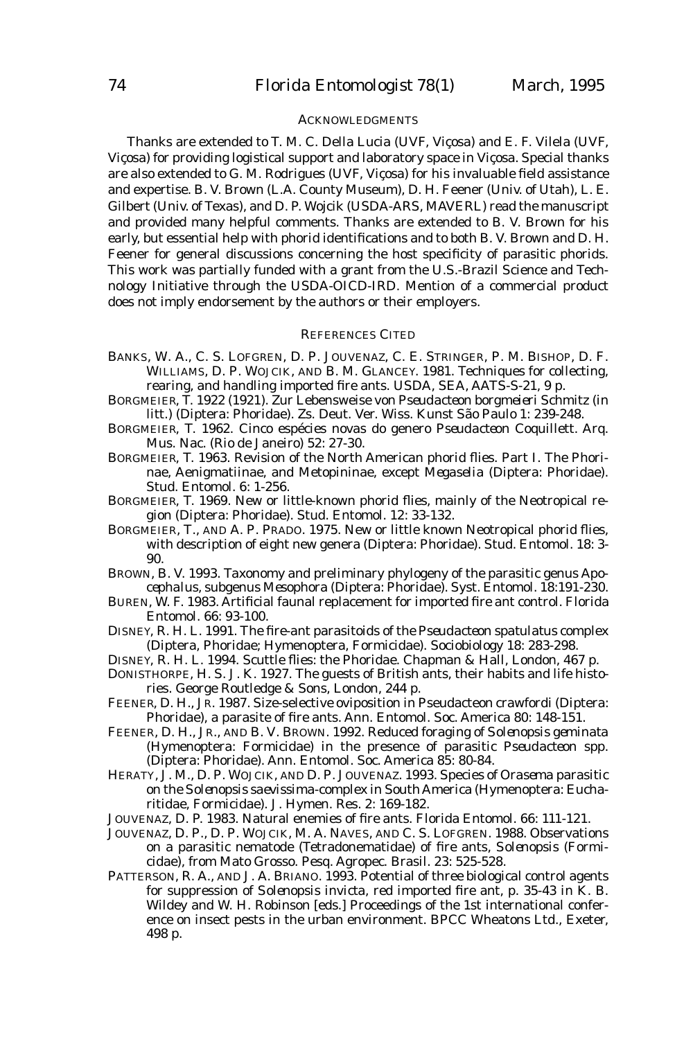## ACKNOWLEDGMENTS

Thanks are extended to T. M. C. Della Lucia (UVF, Viçosa) and E. F. Vilela (UVF, Viçosa) for providing logistical support and laboratory space in Viçosa. Special thanks are also extended to G. M. Rodrigues (UVF, Viçosa) for his invaluable field assistance and expertise. B. V. Brown (L.A. County Museum), D. H. Feener (Univ. of Utah), L. E. Gilbert (Univ. of Texas), and D. P. Wojcik (USDA-ARS, MAVERL) read the manuscript and provided many helpful comments. Thanks are extended to B. V. Brown for his early, but essential help with phorid identifications and to both B. V. Brown and D. H. Feener for general discussions concerning the host specificity of parasitic phorids. This work was partially funded with a grant from the U.S.-Brazil Science and Technology Initiative through the USDA-OICD-IRD. Mention of a commercial product does not imply endorsement by the authors or their employers.

## REFERENCES CITED

BANKS, W. A., C. S. LOFGREN, D. P. JOUVENAZ, C. E. STRINGER, P. M. BISHOP, D. F. WILLIAMS, D. P. WOJCIK, AND B. M. GLANCEY. 1981. Techniques for collecting, rearing, and handling imported fire ants. USDA, SEA, AATS-S-21, 9 p.

BORGMEIER, T. 1922 (1921). Zur Lebensweise von *Pseudacteon borgmeieri* Schmitz (in litt.) (Diptera: Phoridae). Zs. Deut. Ver. Wiss. Kunst São Paulo 1: 239-248.

BORGMEIER, T. 1962. Cinco espécies novas do genero *Pseudacteon* Coquillett. Arq. Mus. Nac. (Rio de Janeiro) 52: 27-30.

BORGMEIER, T. 1963. Revision of the North American phorid flies. Part I. The Phorinae, Aenigmatiinae, and Metopininae, except *Megaselia* (Diptera: Phoridae). Stud. Entomol. 6: 1-256.

BORGMEIER, T. 1969. New or little-known phorid flies, mainly of the Neotropical region (Diptera: Phoridae). Stud. Entomol. 12: 33-132.

BORGMEIER, T., AND A. P. PRADO. 1975. New or little known Neotropical phorid flies, with description of eight new genera (Diptera: Phoridae). Stud. Entomol. 18: 3-90.

BROWN, B. V. 1993. Taxonomy and preliminary phylogeny of the parasitic genus *Apocephalus*, subgenus *Mesophora* (Diptera: Phoridae). Syst. Entomol. 18:191-230.

BUREN, W. F. 1983. Artificial faunal replacement for imported fire ant control. Florida Entomol. 66: 93-100.

DISNEY, R. H. L. 1991. The fire-ant parasitoids of the *Pseudacteon spatulatus* complex (Diptera, Phoridae; Hymenoptera, Formicidae). Sociobiology 18: 283-298.

DISNEY, R. H. L. 1994. Scuttle flies: the Phoridae. Chapman & Hall, London, 467 p.

DONISTHORPE, H. S. J. K. 1927. The guests of British ants, their habits and life histories. George Routledge & Sons, London, 244 p.

FEENER, D. H., JR. 1987. Size-selective oviposition in *Pseudacteon crawfordi* (Diptera: Phoridae), a parasite of fire ants. Ann. Entomol. Soc. America 80: 148-151.

FEENER, D. H., JR., AND B. V. BROWN. 1992. Reduced foraging of *Solenopsis geminata* (Hymenoptera: Formicidae) in the presence of parasitic *Pseudacteon* spp. (Diptera: Phoridae). Ann. Entomol. Soc. America 85: 80-84.

HERATY, J. M., D. P. WOJCIK, AND D. P. JOUVENAZ. 1993. Species of *Orasema* parasitic on the *Solenopsis saevissima*-complex in South America (Hymenoptera: Eucharitidae, Formicidae). J. Hymen. Res. 2: 169-182.

JOUVENAZ, D. P. 1983. Natural enemies of fire ants. Florida Entomol. 66: 111-121.

JOUVENAZ, D. P., D. P. WOJCIK, M. A. NAVES, AND C. S. LOFGREN. 1988. Observations on a parasitic nematode (Tetradonematidae) of fire ants, *Solenopsis* (Formicidae), from Mato Grosso. Pesq. Agropec. Brasil. 23: 525-528.

PATTERSON, R. A., AND J. A. BRIANO. 1993. Potential of three biological control agents for suppression of *Solenopsis invicta*, red imported fire ant, p. 35-43 in K. B. Wildey and W. H. Robinson [eds.] Proceedings of the 1st international conference on insect pests in the urban environment. BPCC Wheatons Ltd., Exeter, 498 p.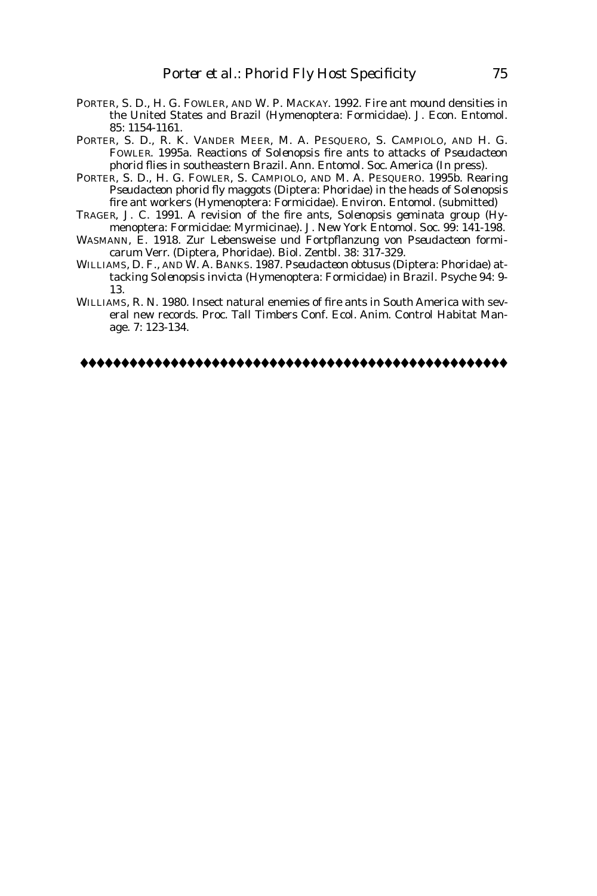PORTER, S. D., H. G. FOWLER, AND W. P. MACKAY. 1992. Fire ant mound densities in the United States and Brazil (Hymenoptera: Formicidae). J. Econ. Entomol. 85: 1154-1161.

PORTER, S. D., R. K. VANDER MEER, M. A. PESQUERO, S. CAMPIOLO, AND H. G. FOWLER. 1995a. Reactions of *Solenopsis* fire ants to attacks of *Pseudacteon* phorid flies in southeastern Brazil. Ann. Entomol. Soc. America (In press).

PORTER, S. D., H. G. FOWLER, S. CAMPIOLO, AND M. A. PESQUERO. 1995b. Rearing *Pseudacteon* phorid fly maggots (Diptera: Phoridae) in the heads of *Solenopsis* fire ant workers (Hymenoptera: Formicidae). Environ. Entomol. (submitted)

TRAGER, J. C. 1991. A revision of the fire ants, *Solenopsis geminata* group (Hymenoptera: Formicidae: Myrmicinae). J. New York Entomol. Soc. 99: 141-198.

WASMANN, E. 1918. Zur Lebensweise und Fortpflanzung von *Pseudacteon formicarum* Verr. (Diptera, Phoridae). Biol. Zentbl. 38: 317-329.

WILLIAMS, D. F., AND W. A. BANKS. 1987. *Pseudacteon obtusus* (Diptera: Phoridae) attacking *Solenopsis invicta* (Hymenoptera: Formicidae) in Brazil. Psyche 94: 9-13.

WILLIAMS, R. N. 1980. Insect natural enemies of fire ants in South America with several new records. Proc. Tall Timbers Conf. Ecol. Anim. Control Habitat Manage. 7: 123-134.